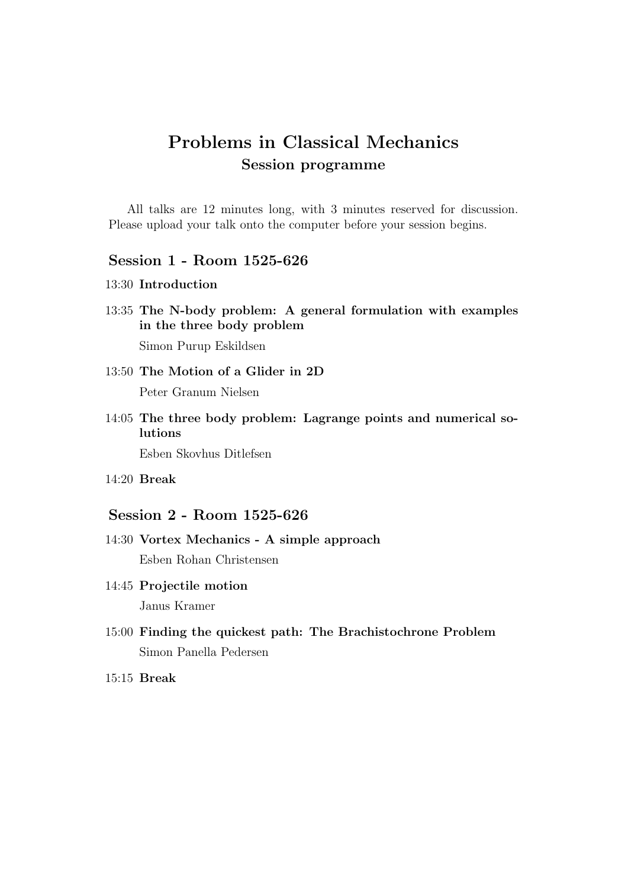# Problems in Classical Mechanics

## Session programme

All talks are 12 minutes long, with 3 minutes reserved for discussion. Please upload your talk onto the computer before your session begins.

### Session 1 - Room 1525-626

13:30 **Introduction**

13:35 **The N-body problem: A general formulation with examples in the three body problem**

Simon Purup Eskildsen

13:50 **The Motion of a Glider in 2D**

Peter Granum Nielsen

14:05 **The three body problem: Lagrange points and numerical solutions**

Esben Skovhus Ditlefsen

14:20 **Break**

### Session 2 - Room 1525-626

14:30 **Vortex Mechanics - A simple approach**

Esben Rohan Christensen

14:45 **Projectile motion**

Janus Kramer

15:00 **Finding the quickest path: The Brachistochrone Problem**

Simon Panella Pedersen

15:15 **Break**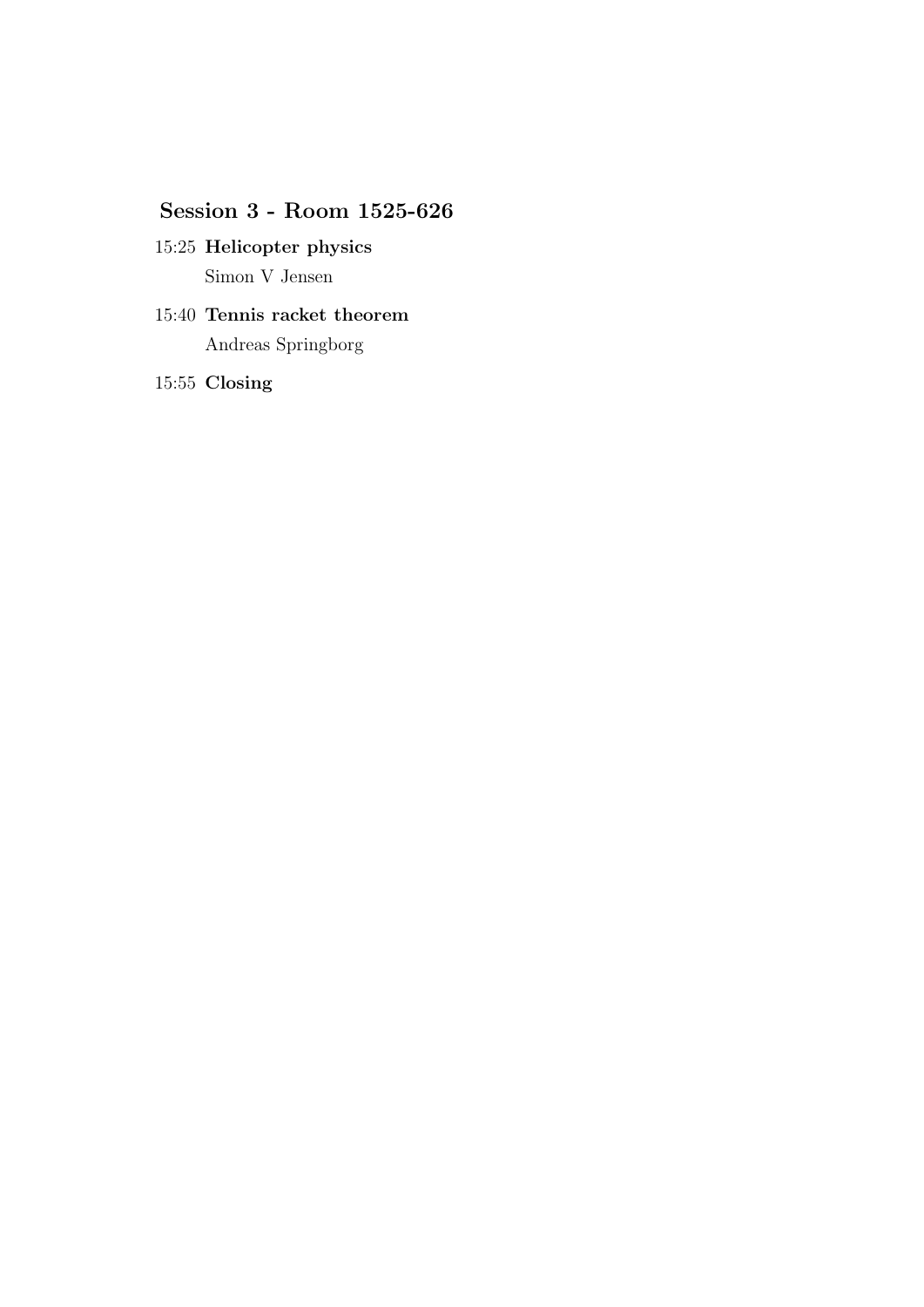## Session 3 - Room 1525-626

15:25 **Helicopter physics**

Simon V Jensen

15:40 **Tennis racket theorem**

Andreas Springborg

15:55 **Closing**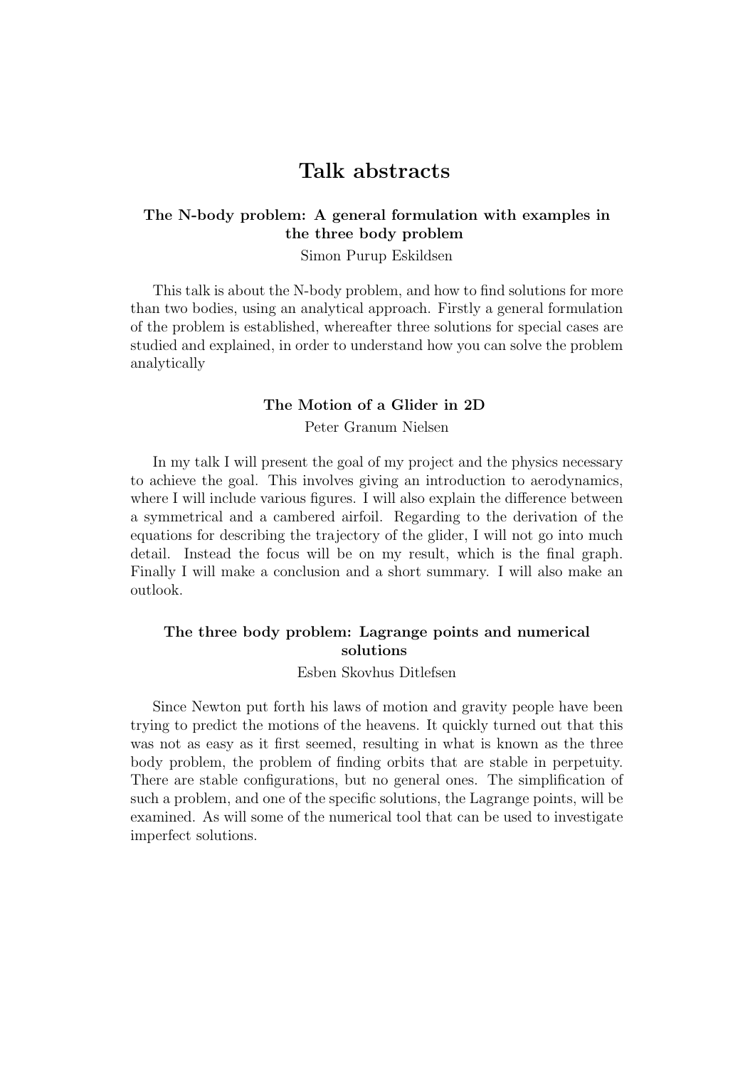# Talk abstracts

### The N-body problem: A general formulation with examples in the three body problem

Simon Purup Eskildsen

This talk is about the N-body problem, and how to find solutions for more than two bodies, using an analytical approach. Firstly a general formulation of the problem is established, whereafter three solutions for special cases are studied and explained, in order to understand how you can solve the problem analytically

### The Motion of a Glider in 2D

Peter Granum Nielsen

In my talk I will present the goal of my project and the physics necessary to achieve the goal. This involves giving an introduction to aerodynamics, where I will include various figures. I will also explain the difference between a symmetrical and a cambered airfoil. Regarding to the derivation of the equations for describing the trajectory of the glider, I will not go into much detail. Instead the focus will be on my result, which is the final graph. Finally I will make a conclusion and a short summary. I will also make an outlook.

### The three body problem: Lagrange points and numerical solutions

Esben Skovhus Ditlefsen

Since Newton put forth his laws of motion and gravity people have been trying to predict the motions of the heavens. It quickly turned out that this was not as easy as it first seemed, resulting in what is known as the three body problem, the problem of finding orbits that are stable in perpetuity. There are stable configurations, but no general ones. The simplification of such a problem, and one of the specific solutions, the Lagrange points, will be examined. As will some of the numerical tool that can be used to investigate imperfect solutions.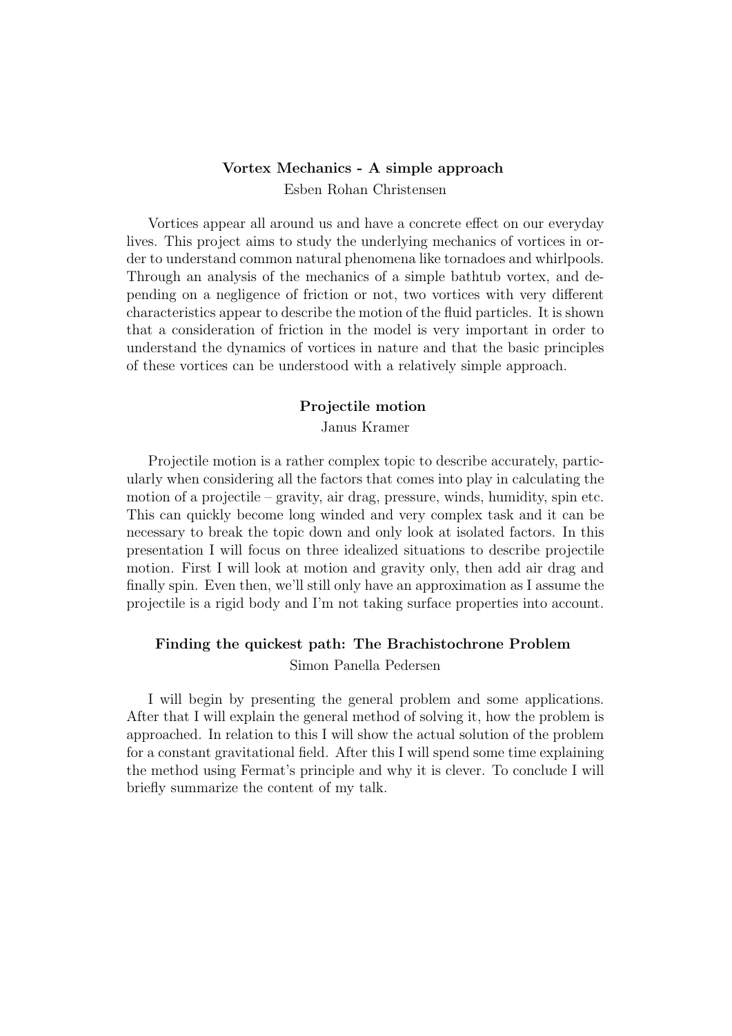### Vortex Mechanics - A simple approach

Esben Rohan Christensen

Vortices appear all around us and have a concrete effect on our everyday lives. This project aims to study the underlying mechanics of vortices in order to understand common natural phenomena like tornadoes and whirlpools. Through an analysis of the mechanics of a simple bathtub vortex, and depending on a negligence of friction or not, two vortices with very different characteristics appear to describe the motion of the fluid particles. It is shown that a consideration of friction in the model is very important in order to understand the dynamics of vortices in nature and that the basic principles of these vortices can be understood with a relatively simple approach.

### Projectile motion

Janus Kramer

Projectile motion is a rather complex topic to describe accurately, particularly when considering all the factors that comes into play in calculating the motion of a projectile – gravity, air drag, pressure, winds, humidity, spin etc. This can quickly become long winded and very complex task and it can be necessary to break the topic down and only look at isolated factors. In this presentation I will focus on three idealized situations to describe projectile motion. First I will look at motion and gravity only, then add air drag and finally spin. Even then, we'll still only have an approximation as I assume the projectile is a rigid body and I'm not taking surface properties into account.

### Finding the quickest path: The Brachistochrone Problem

Simon Panella Pedersen

I will begin by presenting the general problem and some applications. After that I will explain the general method of solving it, how the problem is approached. In relation to this I will show the actual solution of the problem for a constant gravitational field. After this I will spend some time explaining the method using Fermat's principle and why it is clever. To conclude I will briefly summarize the content of my talk.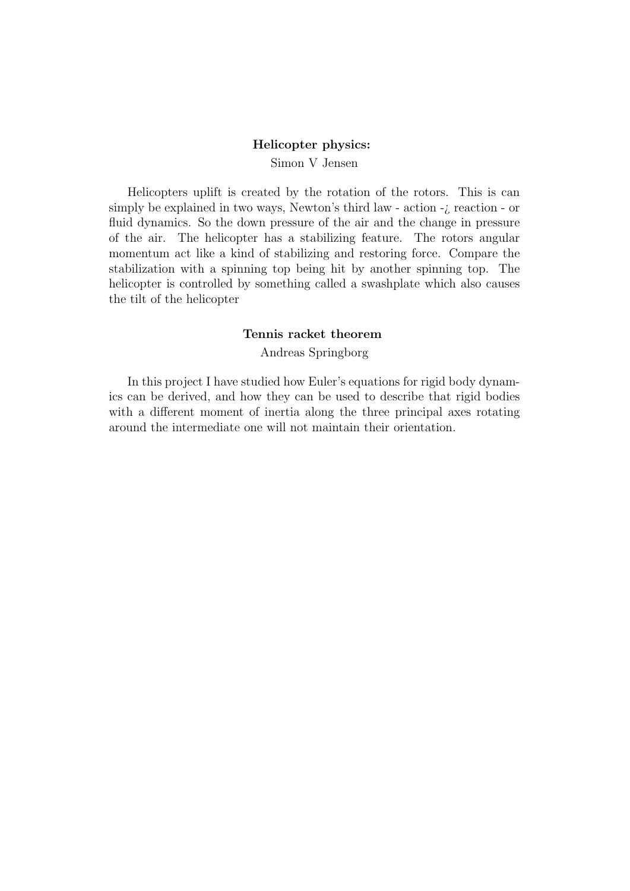**Helicopter physics:**

Simon V Jensen

Helicopters uplift is created by the rotation of the rotors. This is can simply be explained in two ways, Newton's third law - action -¿ reaction - or fluid dynamics. So the down pressure of the air and the change in pressure of the air. The helicopter has a stabilizing feature. The rotors angular momentum act like a kind of stabilizing and restoring force. Compare the stabilization with a spinning top being hit by another spinning top. The helicopter is controlled by something called a swashplate which also causes the tilt of the helicopter

**Tennis racket theorem**

Andreas Springborg

In this project I have studied how Euler's equations for rigid body dynamics can be derived, and how they can be used to describe that rigid bodies with a different moment of inertia along the three principal axes rotating around the intermediate one will not maintain their orientation.